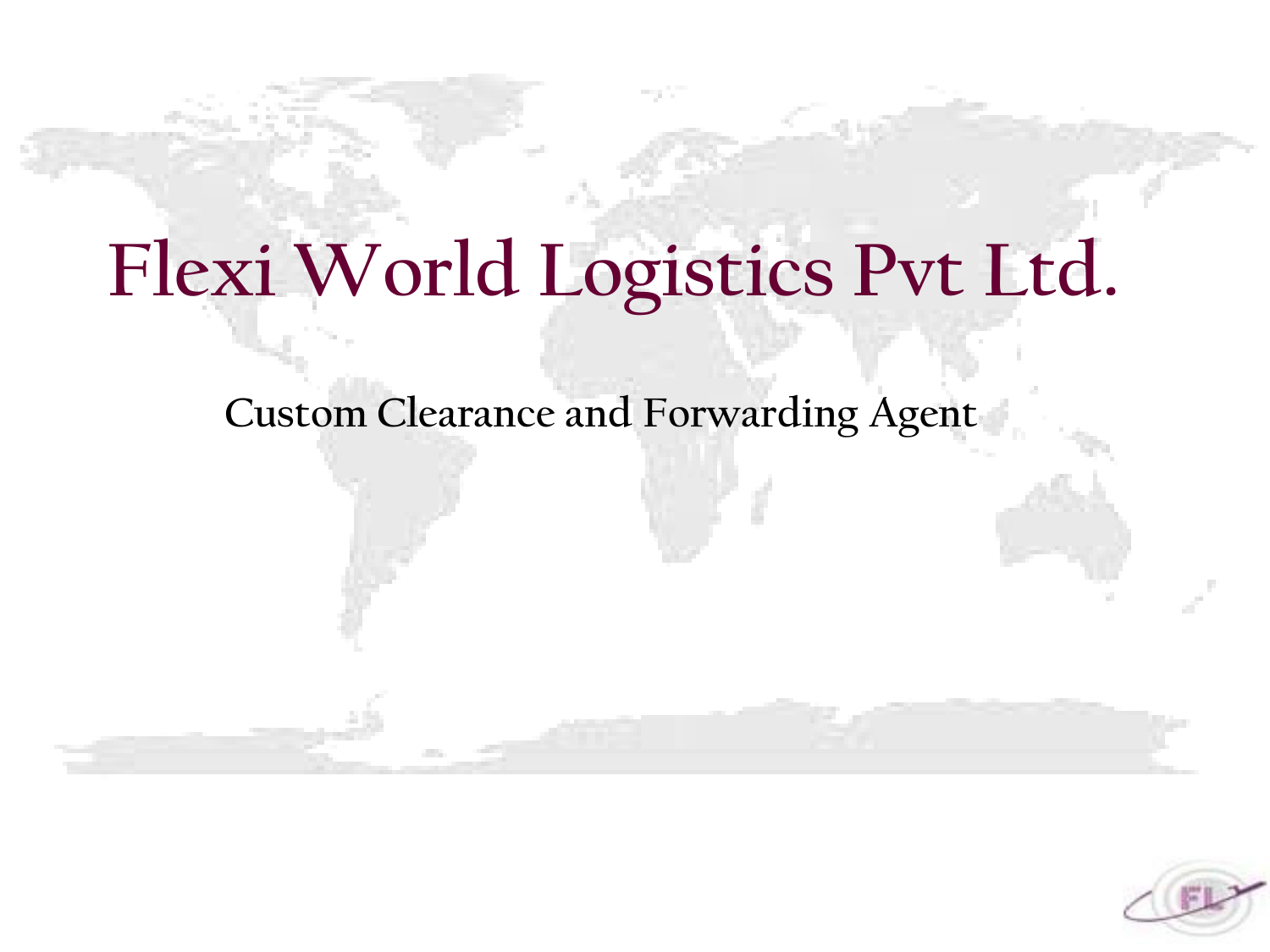# Flexi World Logistics Pvt Ltd.

## Custom Clearance and Forwarding Agent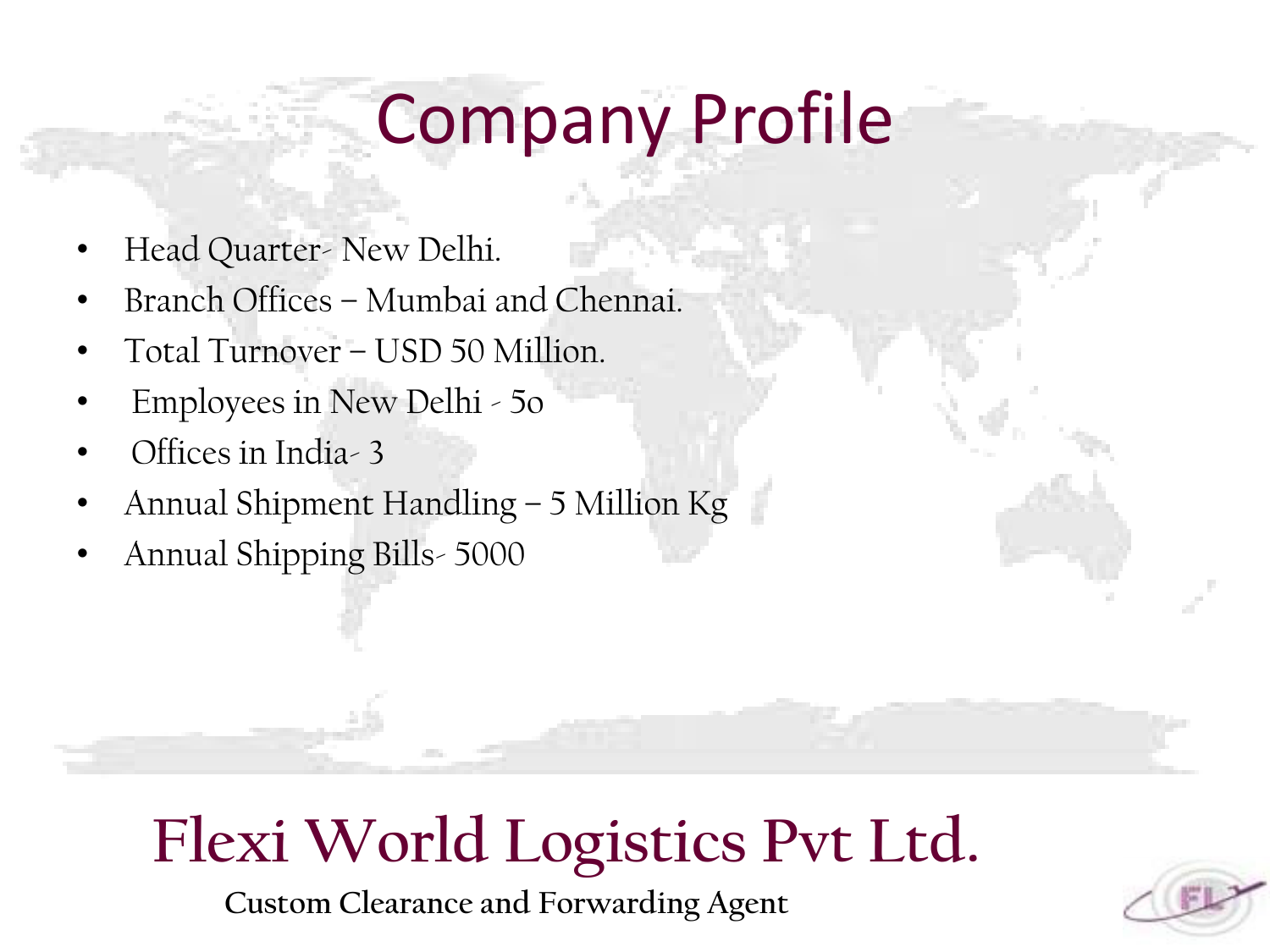# Company Profile

- Head Quarter- New Delhi.
- Branch Offices – Mumbai and Chennai.
- Total Turnover – USD 50 Million.
- Employees in New Delhi - 5o
- Offices in India- 3
- Annual Shipment Handling – 5 Million Kg
- Annual Shipping Bills- 5000

**Flexi World Logistics Pvt Ltd.**

**Custom Clearance and Forwarding Agent**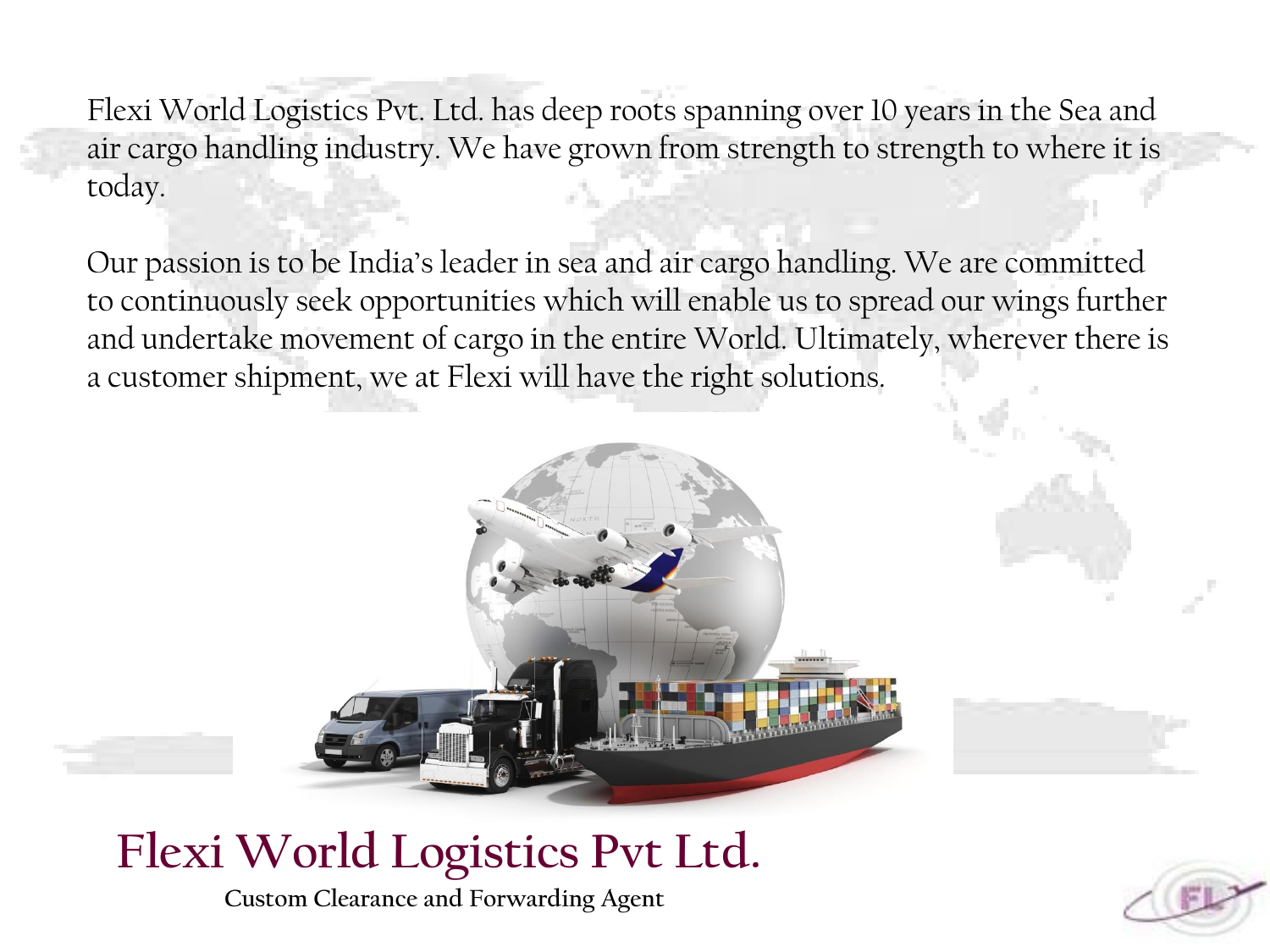Flexi World Logistics Pvt. Ltd. has deep roots spanning over 10 years in the Sea and air cargo handling industry. We have grown from strength to strength to where it is today.

Our passion is to be India's leader in sea and air cargo handling. We are committed to continuously seek opportunities which will enable us to spread our wings further and undertake movement of cargo in the entire World. Ultimately, wherever there is a customer shipment, we at Flexi will have the right solutions.

# Flexi World Logistics Pvt Ltd.

**Custom Clearance and Forwarding Agent**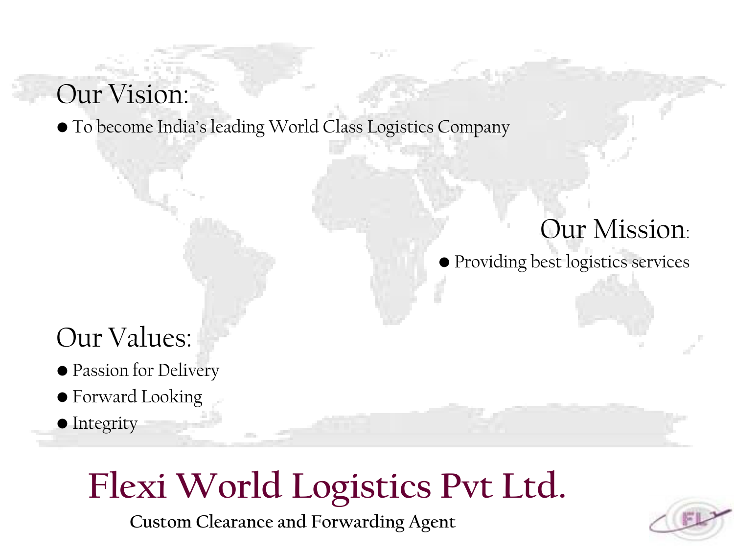## Our Vision:

- To become India's leading World Class Logistics Company

## Our Mission:

- Providing best logistics services

## Our Values:

- Passion for Delivery
- Forward Looking
- Integrity

# Flexi World Logistics Pvt Ltd.

**Custom Clearance and Forwarding Agent**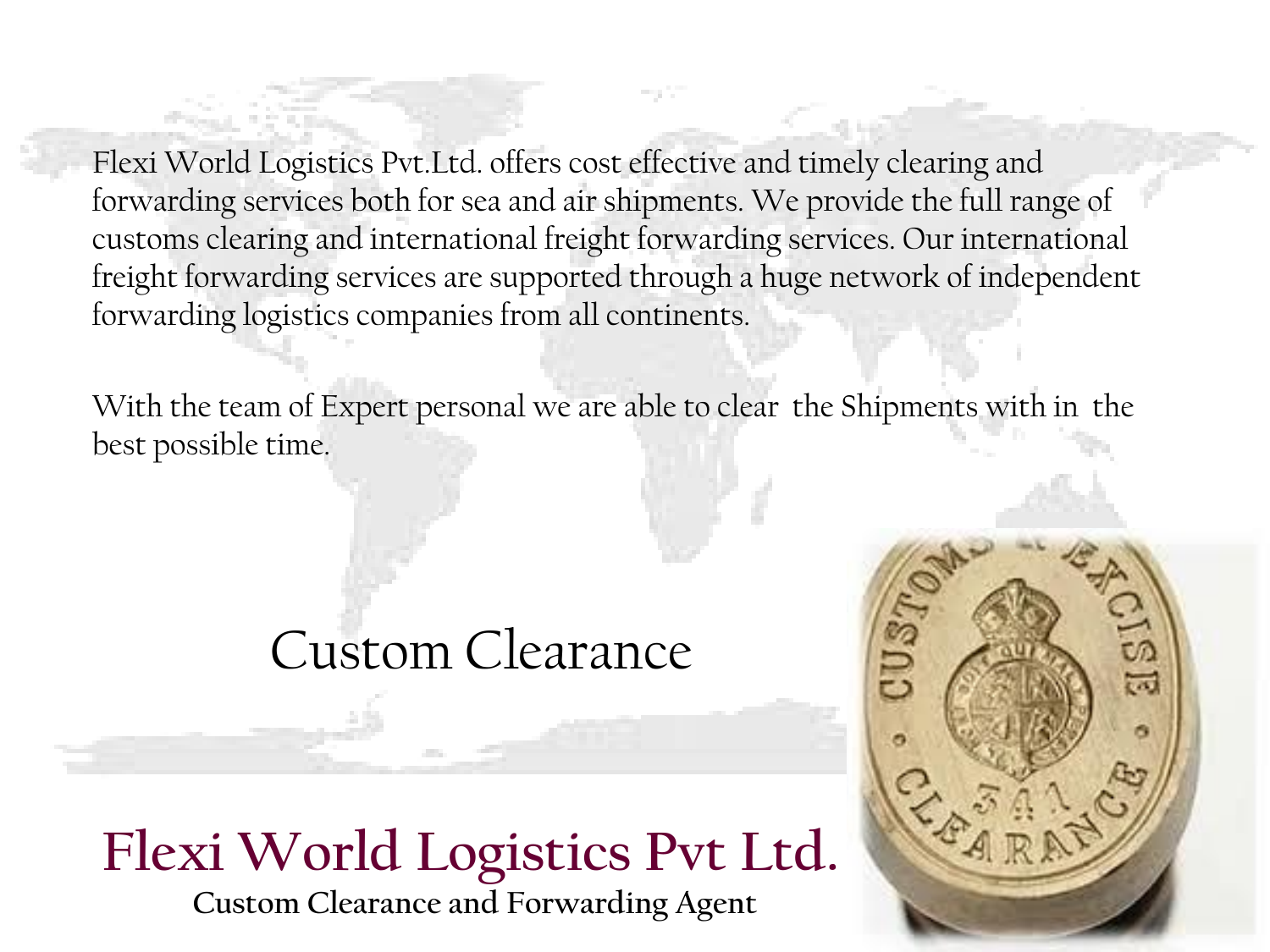Flexi World Logistics Pvt.Ltd. offers cost effective and timely clearing and forwarding services both for sea and air shipments. We provide the full range of customs clearing and international freight forwarding services. Our international freight forwarding services are supported through a huge network of independent forwarding logistics companies from all continents.

With the team of Expert personal we are able to clear the Shipments with in the best possible time.

## Custom Clearance

# Flexi World Logistics Pvt Ltd.

**Custom Clearance and Forwarding Agent**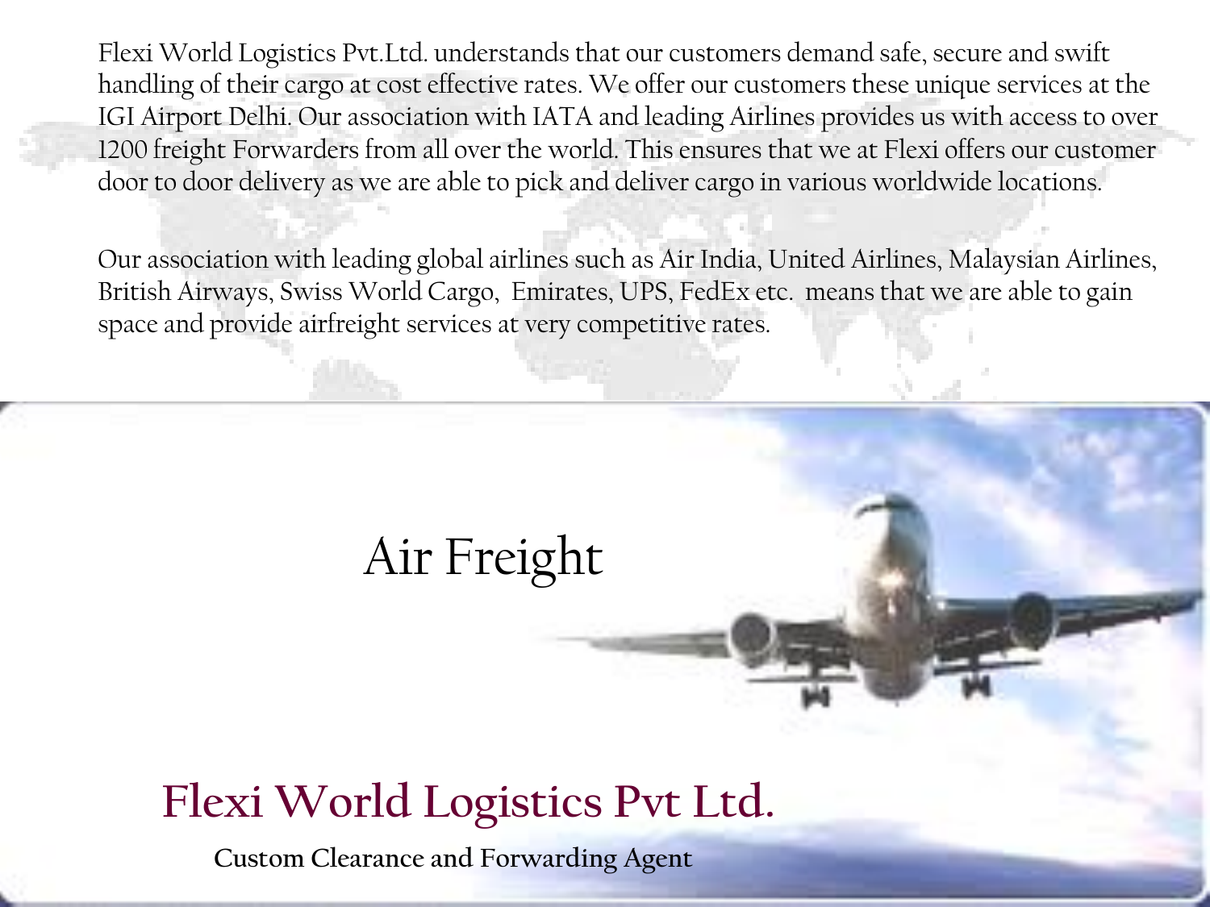Flexi World Logistics Pvt.Ltd. understands that our customers demand safe, secure and swift handling of their cargo at cost effective rates. We offer our customers these unique services at the IGI Airport Delhi. Our association with IATA and leading Airlines provides us with access to over 1200 freight Forwarders from all over the world. This ensures that we at Flexi offers our customer door to door delivery as we are able to pick and deliver cargo in various worldwide locations.

Our association with leading global airlines such as Air India, United Airlines, Malaysian Airlines, British Airways, Swiss World Cargo, Emirates, UPS, FedEx etc. means that we are able to gain space and provide airfreight services at very competitive rates.

# Air Freight

## Flexi World Logistics Pvt Ltd.

**Custom Clearance and Forwarding Agent**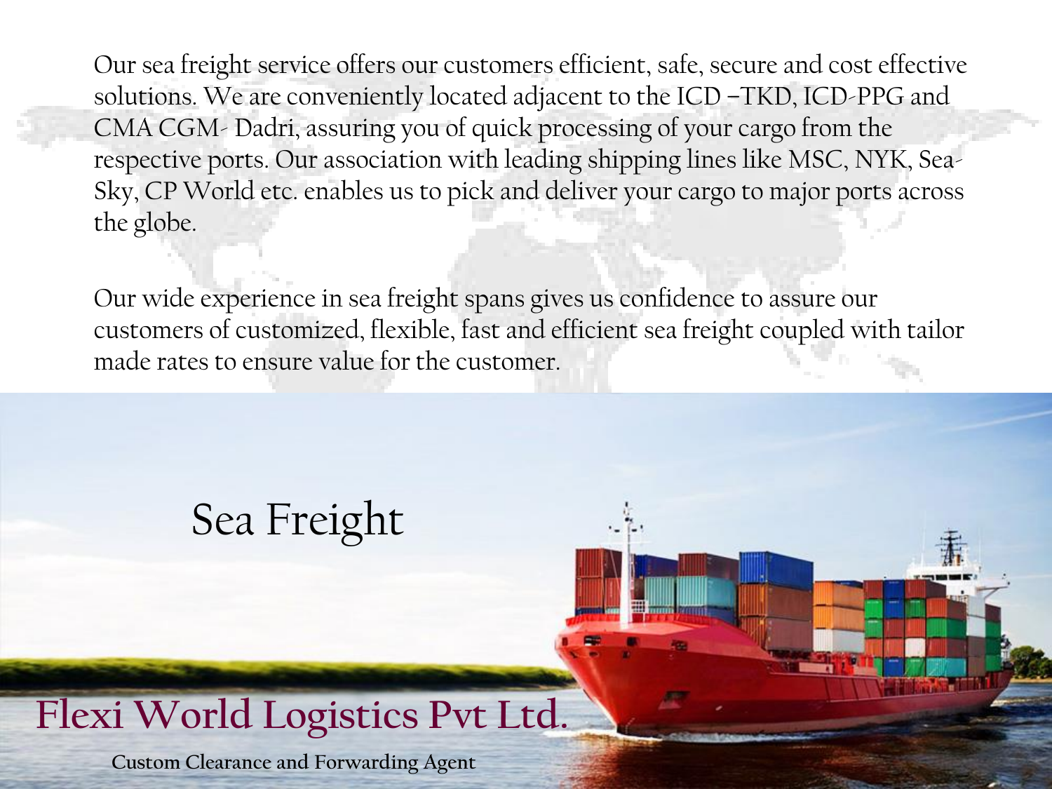Our sea freight service offers our customers efficient, safe, secure and cost effective solutions. We are conveniently located adjacent to the ICD –TKD, ICD-PPG and CMA CGM- Dadri, assuring you of quick processing of your cargo from the respective ports. Our association with leading shipping lines like MSC, NYK, Sea-Sky, CP World etc. enables us to pick and deliver your cargo to major ports across the globe.

Our wide experience in sea freight spans gives us confidence to assure our customers of customized, flexible, fast and efficient sea freight coupled with tailor made rates to ensure value for the customer.

# Sea Freight

## Flexi World Logistics Pvt Ltd.

**Custom Clearance and Forwarding Agent**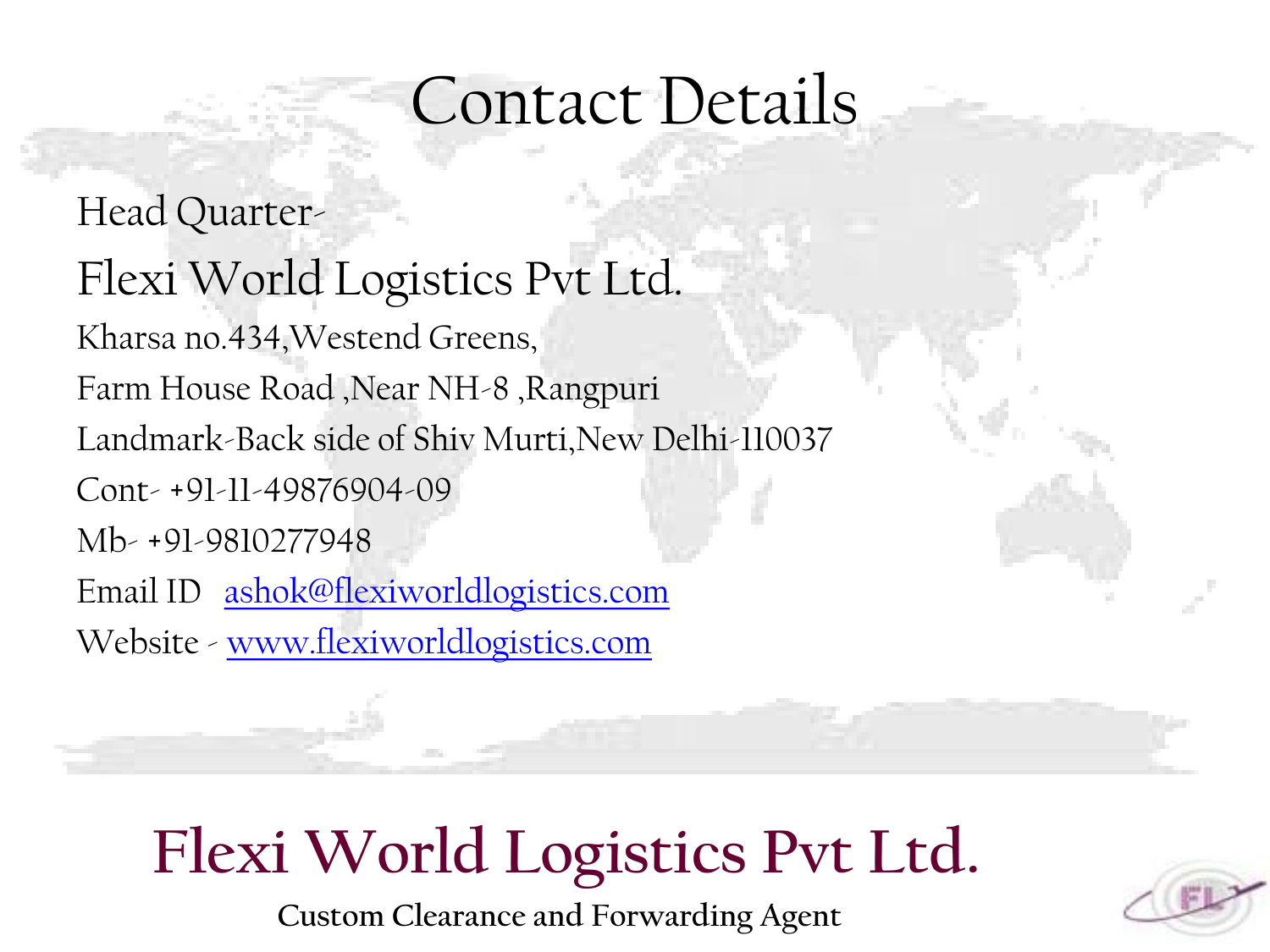# Contact Details

Head Quarter-

## Flexi World Logistics Pvt Ltd.

Kharsa no.434,Westend Greens,

Farm House Road ,Near NH-8 ,Rangpuri

Landmark-Back side of Shiv Murti,New Delhi-110037

Cont- +91-11-49876904-09

Mb- +91-9810277948

Email ID ashok@flexiworldlogistics.com

Website - www.flexiworldlogistics.com

**Flexi World Logistics Pvt Ltd.**

**Custom Clearance and Forwarding Agent**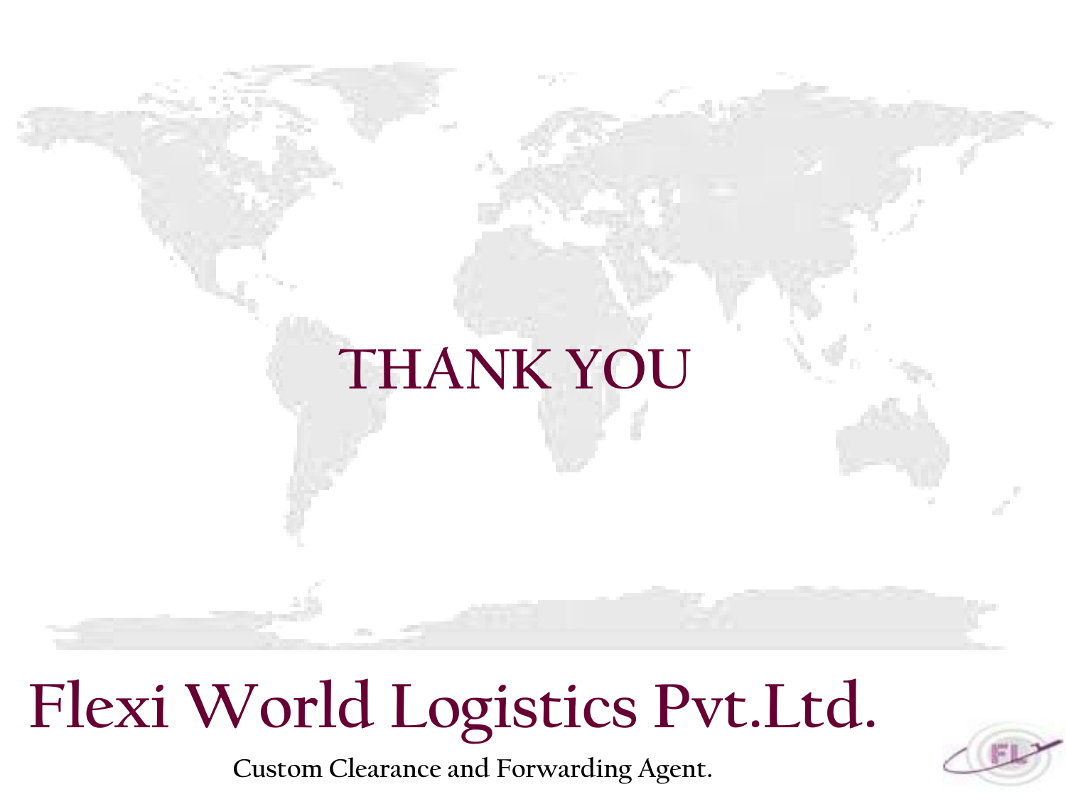# THANK YOU

# Flexi World Logistics Pvt.Ltd.

**Custom Clearance and Forwarding Agent.**